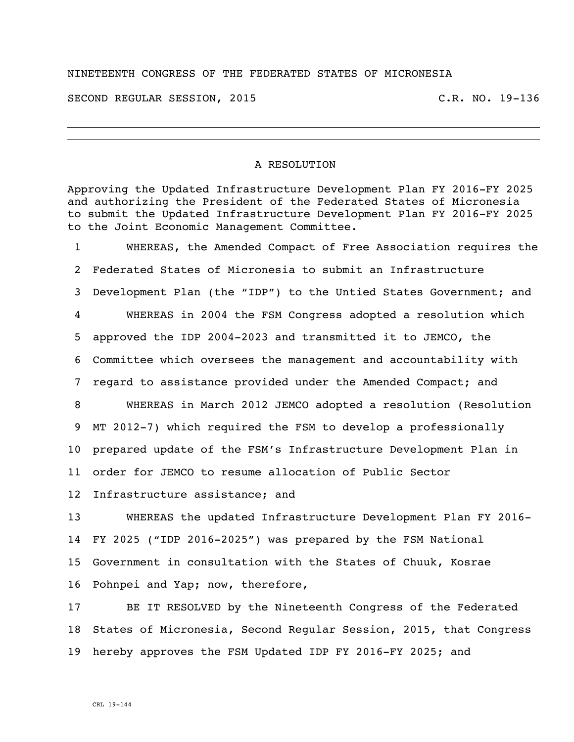NINETEENTH CONGRESS OF THE FEDERATED STATES OF MICRONESIA

SECOND REGULAR SESSION, 2015 C.R. NO. 19-136

# A RESOLUTION

Approving the Updated Infrastructure Development Plan FY 2016-FY 2025 and authorizing the President of the Federated States of Micronesia to submit the Updated Infrastructure Development Plan FY 2016-FY 2025 to the Joint Economic Management Committee.

1 WHEREAS, the Amended Compact of Free Association requires the
2 Federated States of Micronesia to submit an Infrastructure
3 Development Plan (the "IDP") to the Untied States Government; and
4 WHEREAS in 2004 the FSM Congress adopted a resolution which
5 approved the IDP 2004-2023 and transmitted it to JEMCO, the
6 Committee which oversees the management and accountability with
7 regard to assistance provided under the Amended Compact; and
8 WHEREAS in March 2012 JEMCO adopted a resolution (Resolution
9 MT 2012-7) which required the FSM to develop a professionally
10 prepared update of the FSM's Infrastructure Development Plan in
11 order for JEMCO to resume allocation of Public Sector
12 Infrastructure assistance; and
13 WHEREAS the updated Infrastructure Development Plan FY 2016-
14 FY 2025 ("IDP 2016-2025") was prepared by the FSM National
15 Government in consultation with the States of Chuuk, Kosrae
16 Pohnpei and Yap; now, therefore,
17 BE IT RESOLVED by the Nineteenth Congress of the Federated
18 States of Micronesia, Second Regular Session, 2015, that Congress
19 hereby approves the FSM Updated IDP FY 2016-FY 2025; and

CRL 19-144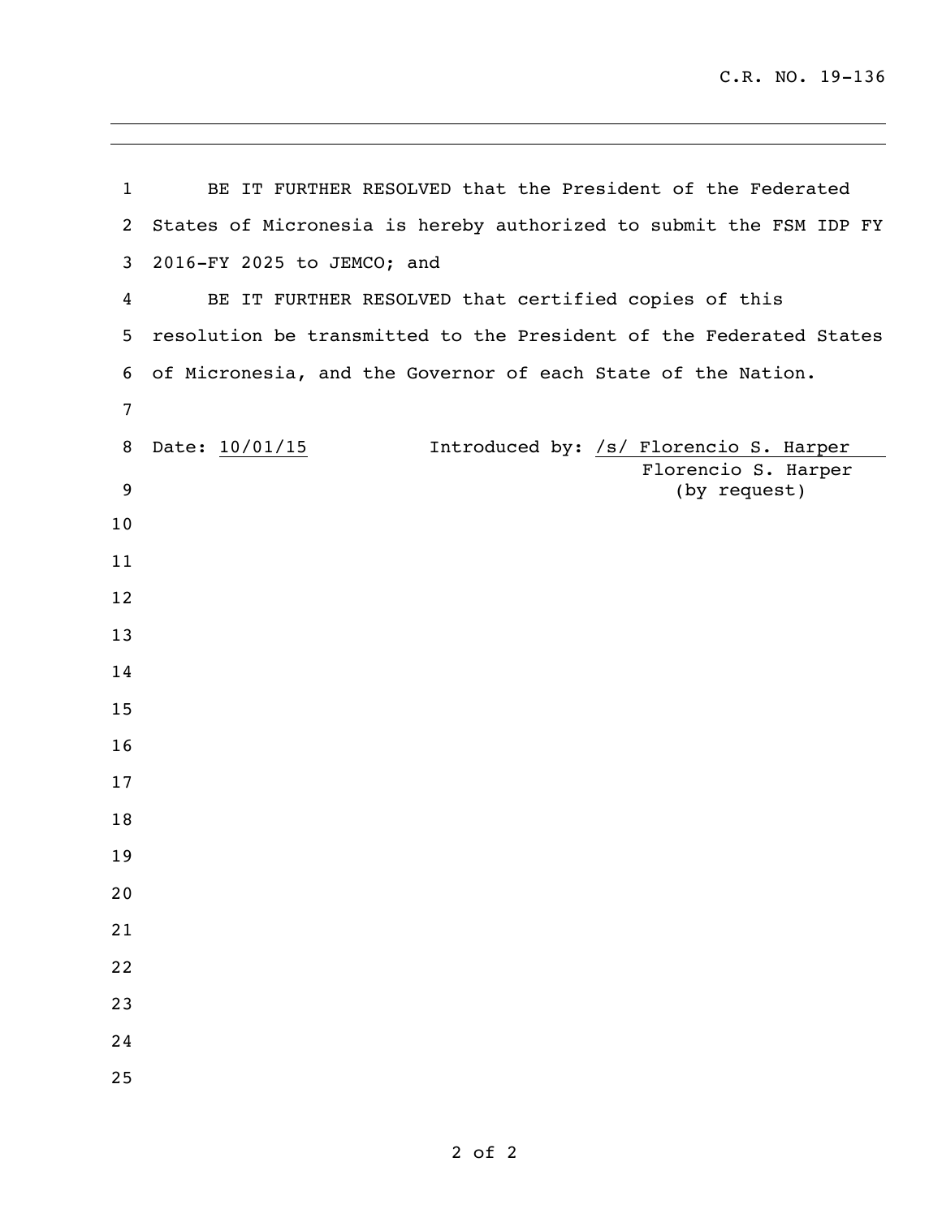BE IT FURTHER RESOLVED that the President of the Federated States of Micronesia is hereby authorized to submit the FSM IDP FY 2016-FY 2025 to JEMCO; and

BE IT FURTHER RESOLVED that certified copies of this resolution be transmitted to the President of the Federated States of Micronesia, and the Governor of each State of the Nation.

Date: 10/01/15

Introduced by: /s/ Florencio S. Harper
Florencio S. Harper
(by request)